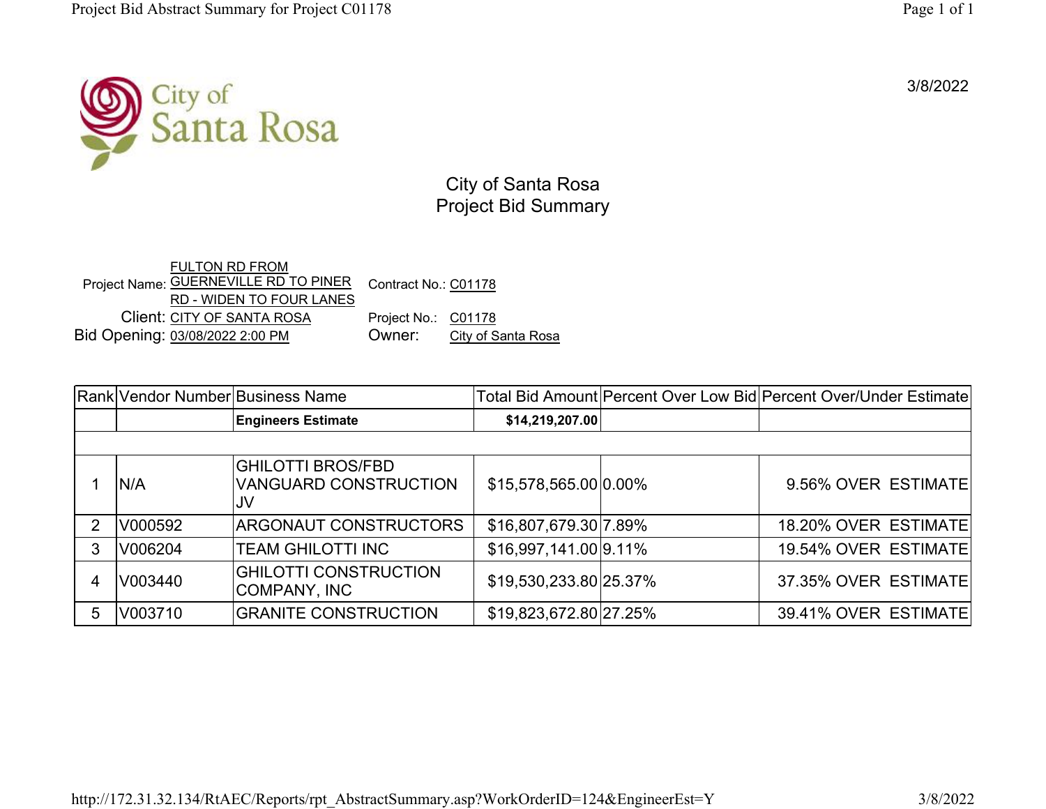3/8/2022

# City of Santa Rosa
## Project Bid Summary

Project Name: FULTON RD FROM GUERNEVILLE RD TO PINER RD - WIDEN TO FOUR LANES
Contract No.: C01178
Client: CITY OF SANTA ROSA
Project No.: C01178
Bid Opening: 03/08/2022 2:00 PM
Owner: City of Santa Rosa

| Rank | Vendor Number | Business Name | Total Bid Amount | Percent Over Low Bid | Percent Over/Under Estimate |
|---|---|---|---|---|---|
| | | **Engineers Estimate** | **$14,219,207.00** | | |
| | | | | | |
| 1 | N/A | GHILOTTI BROS/FBD VANGUARD CONSTRUCTION JV | $15,578,565.00 | 0.00% | 9.56% OVER ESTIMATE |
| 2 | V000592 | ARGONAUT CONSTRUCTORS | $16,807,679.30 | 7.89% | 18.20% OVER ESTIMATE |
| 3 | V006204 | TEAM GHILOTTI INC | $16,997,141.00 | 9.11% | 19.54% OVER ESTIMATE |
| 4 | V003440 | GHILOTTI CONSTRUCTION COMPANY, INC | $19,530,233.80 | 25.37% | 37.35% OVER ESTIMATE |
| 5 | V003710 | GRANITE CONSTRUCTION | $19,823,672.80 | 27.25% | 39.41% OVER ESTIMATE |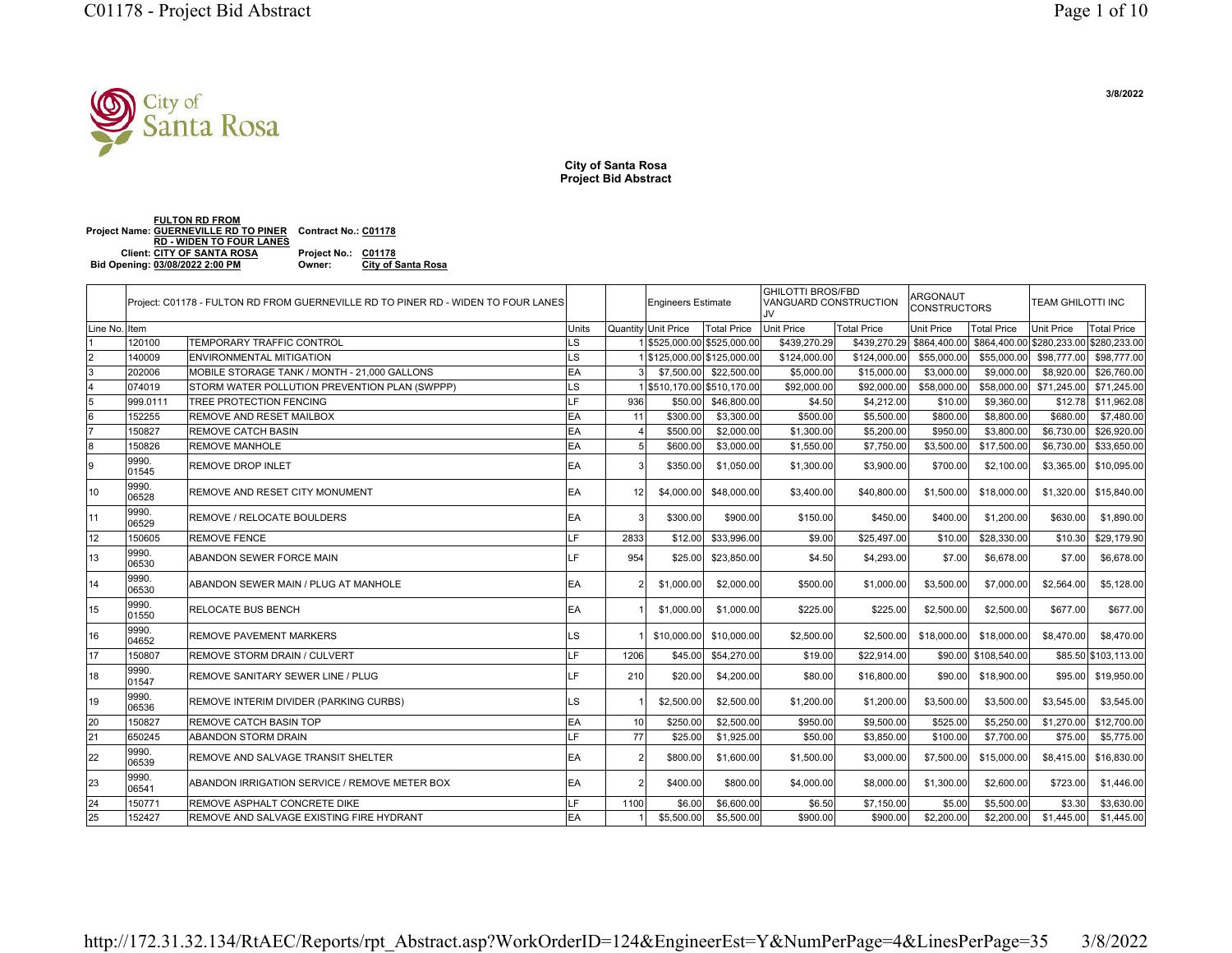3/8/2022

**City of Santa Rosa**
**Project Bid Abstract**

**Project Name:** FULTON RD FROM GUERNEVILLE RD TO PINER RD - WIDEN TO FOUR LANES  **Contract No.:** C01178
**Client:** CITY OF SANTA ROSA  **Project No.:** C01178
**Bid Opening:** 03/08/2022 2:00 PM  **Owner:** City of Santa Rosa

| | Project: C01178 - FULTON RD FROM GUERNEVILLE RD TO PINER RD - WIDEN TO FOUR LANES | | | | Engineers Estimate | | GHILOTTI BROS/FBD VANGUARD CONSTRUCTION JV | | ARGONAUT CONSTRUCTORS | | TEAM GHILOTTI INC | |
|---|---|---|---|---|---|---|---|---|---|---|---|---|
| Line No. | Item | | Units | Quantity | Unit Price | Total Price | Unit Price | Total Price | Unit Price | Total Price | Unit Price | Total Price |
| 1 | 120100 | TEMPORARY TRAFFIC CONTROL | LS | 1 | $525,000.00 | $525,000.00 | $439,270.29 | $439,270.29 | $864,400.00 | $864,400.00 | $280,233.00 | $280,233.00 |
| 2 | 140009 | ENVIRONMENTAL MITIGATION | LS | 1 | $125,000.00 | $125,000.00 | $124,000.00 | $124,000.00 | $55,000.00 | $55,000.00 | $98,777.00 | $98,777.00 |
| 3 | 202006 | MOBILE STORAGE TANK / MONTH - 21,000 GALLONS | EA | 3 | $7,500.00 | $22,500.00 | $5,000.00 | $15,000.00 | $3,000.00 | $9,000.00 | $8,920.00 | $26,760.00 |
| 4 | 074019 | STORM WATER POLLUTION PREVENTION PLAN (SWPPP) | LS | 1 | $510,170.00 | $510,170.00 | $92,000.00 | $92,000.00 | $58,000.00 | $58,000.00 | $71,245.00 | $71,245.00 |
| 5 | 999.0111 | TREE PROTECTION FENCING | LF | 936 | $50.00 | $46,800.00 | $4.50 | $4,212.00 | $10.00 | $9,360.00 | $12.78 | $11,962.08 |
| 6 | 152255 | REMOVE AND RESET MAILBOX | EA | 11 | $300.00 | $3,300.00 | $500.00 | $5,500.00 | $800.00 | $8,800.00 | $680.00 | $7,480.00 |
| 7 | 150827 | REMOVE CATCH BASIN | EA | 4 | $500.00 | $2,000.00 | $1,300.00 | $5,200.00 | $950.00 | $3,800.00 | $6,730.00 | $26,920.00 |
| 8 | 150826 | REMOVE MANHOLE | EA | 5 | $600.00 | $3,000.00 | $1,550.00 | $7,750.00 | $3,500.00 | $17,500.00 | $6,730.00 | $33,650.00 |
| 9 | 9990.01545 | REMOVE DROP INLET | EA | 3 | $350.00 | $1,050.00 | $1,300.00 | $3,900.00 | $700.00 | $2,100.00 | $3,365.00 | $10,095.00 |
| 10 | 9990.06528 | REMOVE AND RESET CITY MONUMENT | EA | 12 | $4,000.00 | $48,000.00 | $3,400.00 | $40,800.00 | $1,500.00 | $18,000.00 | $1,320.00 | $15,840.00 |
| 11 | 9990.06529 | REMOVE / RELOCATE BOULDERS | EA | 3 | $300.00 | $900.00 | $150.00 | $450.00 | $400.00 | $1,200.00 | $630.00 | $1,890.00 |
| 12 | 150605 | REMOVE FENCE | LF | 2833 | $12.00 | $33,996.00 | $9.00 | $25,497.00 | $10.00 | $28,330.00 | $10.30 | $29,179.90 |
| 13 | 9990.06530 | ABANDON SEWER FORCE MAIN | LF | 954 | $25.00 | $23,850.00 | $4.50 | $4,293.00 | $7.00 | $6,678.00 | $7.00 | $6,678.00 |
| 14 | 9990.06530 | ABANDON SEWER MAIN / PLUG AT MANHOLE | EA | 2 | $1,000.00 | $2,000.00 | $500.00 | $1,000.00 | $3,500.00 | $7,000.00 | $2,564.00 | $5,128.00 |
| 15 | 9990.01550 | RELOCATE BUS BENCH | EA | 1 | $1,000.00 | $1,000.00 | $225.00 | $225.00 | $2,500.00 | $2,500.00 | $677.00 | $677.00 |
| 16 | 9990.04652 | REMOVE PAVEMENT MARKERS | LS | 1 | $10,000.00 | $10,000.00 | $2,500.00 | $2,500.00 | $18,000.00 | $18,000.00 | $8,470.00 | $8,470.00 |
| 17 | 150807 | REMOVE STORM DRAIN / CULVERT | LF | 1206 | $45.00 | $54,270.00 | $19.00 | $22,914.00 | $90.00 | $108,540.00 | $85.50 | $103,113.00 |
| 18 | 9990.01547 | REMOVE SANITARY SEWER LINE / PLUG | LF | 210 | $20.00 | $4,200.00 | $80.00 | $16,800.00 | $90.00 | $18,900.00 | $95.00 | $19,950.00 |
| 19 | 9990.06536 | REMOVE INTERIM DIVIDER (PARKING CURBS) | LS | 1 | $2,500.00 | $2,500.00 | $1,200.00 | $1,200.00 | $3,500.00 | $3,500.00 | $3,545.00 | $3,545.00 |
| 20 | 150827 | REMOVE CATCH BASIN TOP | EA | 10 | $250.00 | $2,500.00 | $950.00 | $9,500.00 | $525.00 | $5,250.00 | $1,270.00 | $12,700.00 |
| 21 | 650245 | ABANDON STORM DRAIN | LF | 77 | $25.00 | $1,925.00 | $50.00 | $3,850.00 | $100.00 | $7,700.00 | $75.00 | $5,775.00 |
| 22 | 9990.06539 | REMOVE AND SALVAGE TRANSIT SHELTER | EA | 2 | $800.00 | $1,600.00 | $1,500.00 | $3,000.00 | $7,500.00 | $15,000.00 | $8,415.00 | $16,830.00 |
| 23 | 9990.06541 | ABANDON IRRIGATION SERVICE / REMOVE METER BOX | EA | 2 | $400.00 | $800.00 | $4,000.00 | $8,000.00 | $1,300.00 | $2,600.00 | $723.00 | $1,446.00 |
| 24 | 150771 | REMOVE ASPHALT CONCRETE DIKE | LF | 1100 | $6.00 | $6,600.00 | $6.50 | $7,150.00 | $5.00 | $5,500.00 | $3.30 | $3,630.00 |
| 25 | 152427 | REMOVE AND SALVAGE EXISTING FIRE HYDRANT | EA | 1 | $5,500.00 | $5,500.00 | $900.00 | $900.00 | $2,200.00 | $2,200.00 | $1,445.00 | $1,445.00 |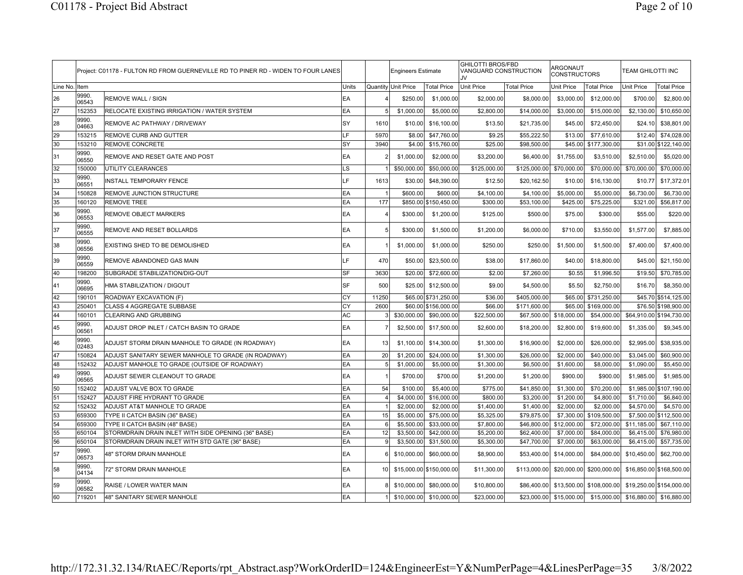| | Project: C01178 - FULTON RD FROM GUERNEVILLE RD TO PINER RD - WIDEN TO FOUR LANES | | | Engineers Estimate | | GHILOTTI BROS/FBD VANGUARD CONSTRUCTION JV | | ARGONAUT CONSTRUCTORS | | TEAM GHILOTTI INC | |
|---|---|---|---|---|---|---|---|---|---|---|---|---|---|
| Line No. | Item | | Units | Quantity | Unit Price | Total Price | Unit Price | Total Price | Unit Price | Total Price | Unit Price | Total Price |
| 26 | 9990. 06543 | REMOVE WALL / SIGN | EA | 4 | $250.00 | $1,000.00 | $2,000.00 | $8,000.00 | $3,000.00 | $12,000.00 | $700.00 | $2,800.00 |
| 27 | 152353 | RELOCATE EXISTING IRRIGATION / WATER SYSTEM | EA | 5 | $1,000.00 | $5,000.00 | $2,800.00 | $14,000.00 | $3,000.00 | $15,000.00 | $2,130.00 | $10,650.00 |
| 28 | 9990. 04663 | REMOVE AC PATHWAY / DRIVEWAY | SY | 1610 | $10.00 | $16,100.00 | $13.50 | $21,735.00 | $45.00 | $72,450.00 | $24.10 | $38,801.00 |
| 29 | 153215 | REMOVE CURB AND GUTTER | LF | 5970 | $8.00 | $47,760.00 | $9.25 | $55,222.50 | $13.00 | $77,610.00 | $12.40 | $74,028.00 |
| 30 | 153210 | REMOVE CONCRETE | SY | 3940 | $4.00 | $15,760.00 | $25.00 | $98,500.00 | $45.00 | $177,300.00 | $31.00 | $122,140.00 |
| 31 | 9990. 06550 | REMOVE AND RESET GATE AND POST | EA | 2 | $1,000.00 | $2,000.00 | $3,200.00 | $6,400.00 | $1,755.00 | $3,510.00 | $2,510.00 | $5,020.00 |
| 32 | 150000 | UTILITY CLEARANCES | LS | 1 | $50,000.00 | $50,000.00 | $125,000.00 | $125,000.00 | $70,000.00 | $70,000.00 | $70,000.00 | $70,000.00 |
| 33 | 9990. 06551 | INSTALL TEMPORARY FENCE | LF | 1613 | $30.00 | $48,390.00 | $12.50 | $20,162.50 | $10.00 | $16,130.00 | $10.77 | $17,372.01 |
| 34 | 150828 | REMOVE JUNCTION STRUCTURE | EA | 1 | $600.00 | $600.00 | $4,100.00 | $4,100.00 | $5,000.00 | $5,000.00 | $6,730.00 | $6,730.00 |
| 35 | 160120 | REMOVE TREE | EA | 177 | $850.00 | $150,450.00 | $300.00 | $53,100.00 | $425.00 | $75,225.00 | $321.00 | $56,817.00 |
| 36 | 9990. 06553 | REMOVE OBJECT MARKERS | EA | 4 | $300.00 | $1,200.00 | $125.00 | $500.00 | $75.00 | $300.00 | $55.00 | $220.00 |
| 37 | 9990. 06555 | REMOVE AND RESET BOLLARDS | EA | 5 | $300.00 | $1,500.00 | $1,200.00 | $6,000.00 | $710.00 | $3,550.00 | $1,577.00 | $7,885.00 |
| 38 | 9990. 06556 | EXISTING SHED TO BE DEMOLISHED | EA | 1 | $1,000.00 | $1,000.00 | $250.00 | $250.00 | $1,500.00 | $1,500.00 | $7,400.00 | $7,400.00 |
| 39 | 9990. 06559 | REMOVE ABANDONED GAS MAIN | LF | 470 | $50.00 | $23,500.00 | $38.00 | $17,860.00 | $40.00 | $18,800.00 | $45.00 | $21,150.00 |
| 40 | 198200 | SUBGRADE STABILIZATION/DIG-OUT | SF | 3630 | $20.00 | $72,600.00 | $2.00 | $7,260.00 | $0.55 | $1,996.50 | $19.50 | $70,785.00 |
| 41 | 9990. 06695 | HMA STABILIZATION / DIGOUT | SF | 500 | $25.00 | $12,500.00 | $9.00 | $4,500.00 | $5.50 | $2,750.00 | $16.70 | $8,350.00 |
| 42 | 190101 | ROADWAY EXCAVATION (F) | CY | 11250 | $65.00 | $731,250.00 | $36.00 | $405,000.00 | $65.00 | $731,250.00 | $45.70 | $514,125.00 |
| 43 | 250401 | CLASS 4 AGGREGATE SUBBASE | CY | 2600 | $60.00 | $156,000.00 | $66.00 | $171,600.00 | $65.00 | $169,000.00 | $76.50 | $198,900.00 |
| 44 | 160101 | CLEARING AND GRUBBING | AC | 3 | $30,000.00 | $90,000.00 | $22,500.00 | $67,500.00 | $18,000.00 | $54,000.00 | $64,910.00 | $194,730.00 |
| 45 | 9990. 06561 | ADJUST DROP INLET / CATCH BASIN TO GRADE | EA | 7 | $2,500.00 | $17,500.00 | $2,600.00 | $18,200.00 | $2,800.00 | $19,600.00 | $1,335.00 | $9,345.00 |
| 46 | 9990. 02483 | ADJUST STORM DRAIN MANHOLE TO GRADE (IN ROADWAY) | EA | 13 | $1,100.00 | $14,300.00 | $1,300.00 | $16,900.00 | $2,000.00 | $26,000.00 | $2,995.00 | $38,935.00 |
| 47 | 150824 | ADJUST SANITARY SEWER MANHOLE TO GRADE (IN ROADWAY) | EA | 20 | $1,200.00 | $24,000.00 | $1,300.00 | $26,000.00 | $2,000.00 | $40,000.00 | $3,045.00 | $60,900.00 |
| 48 | 152432 | ADJUST MANHOLE TO GRADE (OUTSIDE OF ROADWAY) | EA | 5 | $1,000.00 | $5,000.00 | $1,300.00 | $6,500.00 | $1,600.00 | $8,000.00 | $1,090.00 | $5,450.00 |
| 49 | 9990. 06565 | ADJUST SEWER CLEANOUT TO GRADE | EA | 1 | $700.00 | $700.00 | $1,200.00 | $1,200.00 | $900.00 | $900.00 | $1,985.00 | $1,985.00 |
| 50 | 152402 | ADJUST VALVE BOX TO GRADE | EA | 54 | $100.00 | $5,400.00 | $775.00 | $41,850.00 | $1,300.00 | $70,200.00 | $1,985.00 | $107,190.00 |
| 51 | 152427 | ADJUST FIRE HYDRANT TO GRADE | EA | 4 | $4,000.00 | $16,000.00 | $800.00 | $3,200.00 | $1,200.00 | $4,800.00 | $1,710.00 | $6,840.00 |
| 52 | 152432 | ADJUST AT&T MANHOLE TO GRADE | EA | 1 | $2,000.00 | $2,000.00 | $1,400.00 | $1,400.00 | $2,000.00 | $2,000.00 | $4,570.00 | $4,570.00 |
| 53 | 659300 | TYPE II CATCH BASIN (36" BASE) | EA | 15 | $5,000.00 | $75,000.00 | $5,325.00 | $79,875.00 | $7,300.00 | $109,500.00 | $7,500.00 | $112,500.00 |
| 54 | 659300 | TYPE II CATCH BASIN (48" BASE) | EA | 6 | $5,500.00 | $33,000.00 | $7,800.00 | $46,800.00 | $12,000.00 | $72,000.00 | $11,185.00 | $67,110.00 |
| 55 | 650104 | STORMDRAIN DRAIN INLET WITH SIDE OPENING (36" BASE) | EA | 12 | $3,500.00 | $42,000.00 | $5,200.00 | $62,400.00 | $7,000.00 | $84,000.00 | $6,415.00 | $76,980.00 |
| 56 | 650104 | STORMDRAIN DRAIN INLET WITH STD GATE (36" BASE) | EA | 9 | $3,500.00 | $31,500.00 | $5,300.00 | $47,700.00 | $7,000.00 | $63,000.00 | $6,415.00 | $57,735.00 |
| 57 | 9990. 06573 | 48" STORM DRAIN MANHOLE | EA | 6 | $10,000.00 | $60,000.00 | $8,900.00 | $53,400.00 | $14,000.00 | $84,000.00 | $10,450.00 | $62,700.00 |
| 58 | 9990. 04134 | 72" STORM DRAIN MANHOLE | EA | 10 | $15,000.00 | $150,000.00 | $11,300.00 | $113,000.00 | $20,000.00 | $200,000.00 | $16,850.00 | $168,500.00 |
| 59 | 9990. 06582 | RAISE / LOWER WATER MAIN | EA | 8 | $10,000.00 | $80,000.00 | $10,800.00 | $86,400.00 | $13,500.00 | $108,000.00 | $19,250.00 | $154,000.00 |
| 60 | 719201 | 48" SANITARY SEWER MANHOLE | EA | 1 | $10,000.00 | $10,000.00 | $23,000.00 | $23,000.00 | $15,000.00 | $15,000.00 | $16,880.00 | $16,880.00 |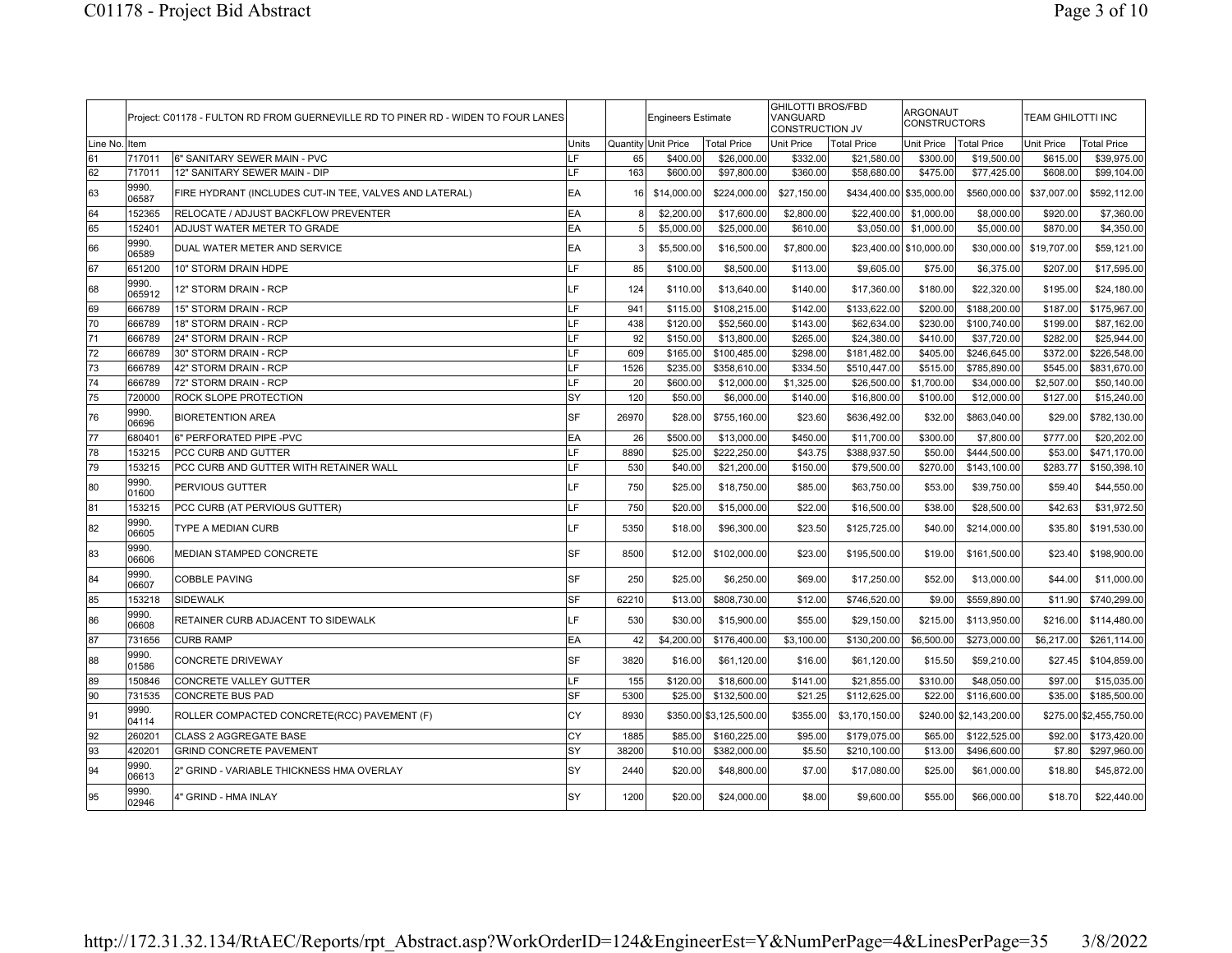| | Project: C01178 - FULTON RD FROM GUERNEVILLE RD TO PINER RD - WIDEN TO FOUR LANES | | | | Engineers Estimate | | GHILOTTI BROS/FBD VANGUARD CONSTRUCTION JV | | ARGONAUT CONSTRUCTORS | | TEAM GHILOTTI INC | |
|---|---|---|---|---|---|---|---|---|---|---|---|---|
| Line No. | Item | | Units | Quantity | Unit Price | Total Price | Unit Price | Total Price | Unit Price | Total Price | Unit Price | Total Price |
| 61 | 717011 | 6" SANITARY SEWER MAIN - PVC | LF | 65 | $400.00 | $26,000.00 | $332.00 | $21,580.00 | $300.00 | $19,500.00 | $615.00 | $39,975.00 |
| 62 | 717011 | 12" SANITARY SEWER MAIN - DIP | LF | 163 | $600.00 | $97,800.00 | $360.00 | $58,680.00 | $475.00 | $77,425.00 | $608.00 | $99,104.00 |
| 63 | 9990. 06587 | FIRE HYDRANT (INCLUDES CUT-IN TEE, VALVES AND LATERAL) | EA | 16 | $14,000.00 | $224,000.00 | $27,150.00 | $434,400.00 | $35,000.00 | $560,000.00 | $37,007.00 | $592,112.00 |
| 64 | 152365 | RELOCATE / ADJUST BACKFLOW PREVENTER | EA | 8 | $2,200.00 | $17,600.00 | $2,800.00 | $22,400.00 | $1,000.00 | $8,000.00 | $920.00 | $7,360.00 |
| 65 | 152401 | ADJUST WATER METER TO GRADE | EA | 5 | $5,000.00 | $25,000.00 | $610.00 | $3,050.00 | $1,000.00 | $5,000.00 | $870.00 | $4,350.00 |
| 66 | 9990. 06589 | DUAL WATER METER AND SERVICE | EA | 3 | $5,500.00 | $16,500.00 | $7,800.00 | $23,400.00 | $10,000.00 | $30,000.00 | $19,707.00 | $59,121.00 |
| 67 | 651200 | 10" STORM DRAIN HDPE | LF | 85 | $100.00 | $8,500.00 | $113.00 | $9,605.00 | $75.00 | $6,375.00 | $207.00 | $17,595.00 |
| 68 | 9990. 065912 | 12" STORM DRAIN - RCP | LF | 124 | $110.00 | $13,640.00 | $140.00 | $17,360.00 | $180.00 | $22,320.00 | $195.00 | $24,180.00 |
| 69 | 666789 | 15" STORM DRAIN - RCP | LF | 941 | $115.00 | $108,215.00 | $142.00 | $133,622.00 | $200.00 | $188,200.00 | $187.00 | $175,967.00 |
| 70 | 666789 | 18" STORM DRAIN - RCP | LF | 438 | $120.00 | $52,560.00 | $143.00 | $62,634.00 | $230.00 | $100,740.00 | $199.00 | $87,162.00 |
| 71 | 666789 | 24" STORM DRAIN - RCP | LF | 92 | $150.00 | $13,800.00 | $265.00 | $24,380.00 | $410.00 | $37,720.00 | $282.00 | $25,944.00 |
| 72 | 666789 | 30" STORM DRAIN - RCP | LF | 609 | $165.00 | $100,485.00 | $298.00 | $181,482.00 | $405.00 | $246,645.00 | $372.00 | $226,548.00 |
| 73 | 666789 | 42" STORM DRAIN - RCP | LF | 1526 | $235.00 | $358,610.00 | $334.50 | $510,447.00 | $515.00 | $785,890.00 | $545.00 | $831,670.00 |
| 74 | 666789 | 72" STORM DRAIN - RCP | LF | 20 | $600.00 | $12,000.00 | $1,325.00 | $26,500.00 | $1,700.00 | $34,000.00 | $2,507.00 | $50,140.00 |
| 75 | 720000 | ROCK SLOPE PROTECTION | SY | 120 | $50.00 | $6,000.00 | $140.00 | $16,800.00 | $100.00 | $12,000.00 | $127.00 | $15,240.00 |
| 76 | 9990. 06696 | BIORETENTION AREA | SF | 26970 | $28.00 | $755,160.00 | $23.60 | $636,492.00 | $32.00 | $863,040.00 | $29.00 | $782,130.00 |
| 77 | 680401 | 6" PERFORATED PIPE -PVC | EA | 26 | $500.00 | $13,000.00 | $450.00 | $11,700.00 | $300.00 | $7,800.00 | $777.00 | $20,202.00 |
| 78 | 153215 | PCC CURB AND GUTTER | LF | 8890 | $25.00 | $222,250.00 | $43.75 | $388,937.50 | $50.00 | $444,500.00 | $53.00 | $471,170.00 |
| 79 | 153215 | PCC CURB AND GUTTER WITH RETAINER WALL | LF | 530 | $40.00 | $21,200.00 | $150.00 | $79,500.00 | $270.00 | $143,100.00 | $283.77 | $150,398.10 |
| 80 | 9990. 01600 | PERVIOUS GUTTER | LF | 750 | $25.00 | $18,750.00 | $85.00 | $63,750.00 | $53.00 | $39,750.00 | $59.40 | $44,550.00 |
| 81 | 153215 | PCC CURB (AT PERVIOUS GUTTER) | LF | 750 | $20.00 | $15,000.00 | $22.00 | $16,500.00 | $38.00 | $28,500.00 | $42.63 | $31,972.50 |
| 82 | 9990. 06605 | TYPE A MEDIAN CURB | LF | 5350 | $18.00 | $96,300.00 | $23.50 | $125,725.00 | $40.00 | $214,000.00 | $35.80 | $191,530.00 |
| 83 | 9990. 06606 | MEDIAN STAMPED CONCRETE | SF | 8500 | $12.00 | $102,000.00 | $23.00 | $195,500.00 | $19.00 | $161,500.00 | $23.40 | $198,900.00 |
| 84 | 9990. 06607 | COBBLE PAVING | SF | 250 | $25.00 | $6,250.00 | $69.00 | $17,250.00 | $52.00 | $13,000.00 | $44.00 | $11,000.00 |
| 85 | 153218 | SIDEWALK | SF | 62210 | $13.00 | $808,730.00 | $12.00 | $746,520.00 | $9.00 | $559,890.00 | $11.90 | $740,299.00 |
| 86 | 9990. 06608 | RETAINER CURB ADJACENT TO SIDEWALK | LF | 530 | $30.00 | $15,900.00 | $55.00 | $29,150.00 | $215.00 | $113,950.00 | $216.00 | $114,480.00 |
| 87 | 731656 | CURB RAMP | EA | 42 | $4,200.00 | $176,400.00 | $3,100.00 | $130,200.00 | $6,500.00 | $273,000.00 | $6,217.00 | $261,114.00 |
| 88 | 9990. 01586 | CONCRETE DRIVEWAY | SF | 3820 | $16.00 | $61,120.00 | $16.00 | $61,120.00 | $15.50 | $59,210.00 | $27.45 | $104,859.00 |
| 89 | 150846 | CONCRETE VALLEY GUTTER | LF | 155 | $120.00 | $18,600.00 | $141.00 | $21,855.00 | $310.00 | $48,050.00 | $97.00 | $15,035.00 |
| 90 | 731535 | CONCRETE BUS PAD | SF | 5300 | $25.00 | $132,500.00 | $21.25 | $112,625.00 | $22.00 | $116,600.00 | $35.00 | $185,500.00 |
| 91 | 9990. 04114 | ROLLER COMPACTED CONCRETE(RCC) PAVEMENT (F) | CY | 8930 | $350.00 | $3,125,500.00 | $355.00 | $3,170,150.00 | $240.00 | $2,143,200.00 | $275.00 | $2,455,750.00 |
| 92 | 260201 | CLASS 2 AGGREGATE BASE | CY | 1885 | $85.00 | $160,225.00 | $95.00 | $179,075.00 | $65.00 | $122,525.00 | $92.00 | $173,420.00 |
| 93 | 420201 | GRIND CONCRETE PAVEMENT | SY | 38200 | $10.00 | $382,000.00 | $5.50 | $210,100.00 | $13.00 | $496,600.00 | $7.80 | $297,960.00 |
| 94 | 9990. 06613 | 2" GRIND - VARIABLE THICKNESS HMA OVERLAY | SY | 2440 | $20.00 | $48,800.00 | $7.00 | $17,080.00 | $25.00 | $61,000.00 | $18.80 | $45,872.00 |
| 95 | 9990. 02946 | 4" GRIND - HMA INLAY | SY | 1200 | $20.00 | $24,000.00 | $8.00 | $9,600.00 | $55.00 | $66,000.00 | $18.70 | $22,440.00 |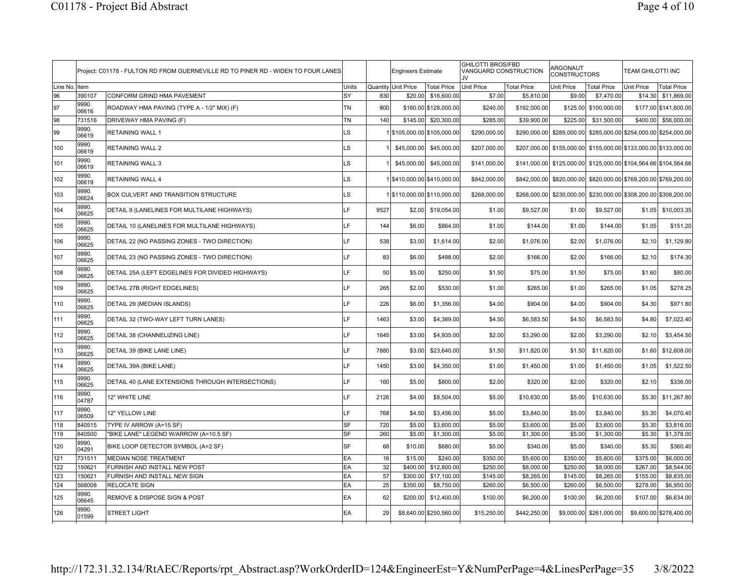| | Project: C01178 - FULTON RD FROM GUERNEVILLE RD TO PINER RD - WIDEN TO FOUR LANES | | | | Engineers Estimate | | GHILOTTI BROS/FBD VANGUARD CONSTRUCTION JV | | ARGONAUT CONSTRUCTORS | | TEAM GHILOTTI INC | |
|---|---|---|---|---|---|---|---|---|---|---|---|---|
| Line No. | Item | | Units | Quantity | Unit Price | Total Price | Unit Price | Total Price | Unit Price | Total Price | Unit Price | Total Price |
| 96 | 390107 | CONFORM GRIND HMA PAVEMENT | SY | 830 | $20.00 | $16,600.00 | $7.00 | $5,810.00 | $9.00 | $7,470.00 | $14.30 | $11,869.00 |
| 97 | 9990. 06616 | ROADWAY HMA PAVING (TYPE A - 1/2" MIX) (F) | TN | 800 | $160.00 | $128,000.00 | $240.00 | $192,000.00 | $125.00 | $100,000.00 | $177.00 | $141,600.00 |
| 98 | 731516 | DRIVEWAY HMA PAVING (F) | TN | 140 | $145.00 | $20,300.00 | $285.00 | $39,900.00 | $225.00 | $31,500.00 | $400.00 | $56,000.00 |
| 99 | 9990. 06619 | RETAINING WALL 1 | LS | 1 | $105,000.00 | $105,000.00 | $290,000.00 | $290,000.00 | $285,000.00 | $285,000.00 | $254,000.00 | $254,000.00 |
| 100 | 9990. 06619 | RETAINING WALL 2 | LS | 1 | $45,000.00 | $45,000.00 | $207,000.00 | $207,000.00 | $155,000.00 | $155,000.00 | $133,000.00 | $133,000.00 |
| 101 | 9990. 06619 | RETAINING WALL 3 | LS | 1 | $45,000.00 | $45,000.00 | $141,000.00 | $141,000.00 | $125,000.00 | $125,000.00 | $104,564.66 | $104,564.66 |
| 102 | 9990. 06619 | RETAINING WALL 4 | LS | 1 | $410,000.00 | $410,000.00 | $842,000.00 | $842,000.00 | $820,000.00 | $820,000.00 | $769,200.00 | $769,200.00 |
| 103 | 9990. 06624 | BOX CULVERT AND TRANSITION STRUCTURE | LS | 1 | $110,000.00 | $110,000.00 | $268,000.00 | $268,000.00 | $230,000.00 | $230,000.00 | $308,200.00 | $308,200.00 |
| 104 | 9990. 06625 | DETAIL 9 (LANELINES FOR MULTILANE HIGHWAYS) | LF | 9527 | $2.00 | $19,054.00 | $1.00 | $9,527.00 | $1.00 | $9,527.00 | $1.05 | $10,003.35 |
| 105 | 9990. 06625 | DETAIL 10 (LANELINES FOR MULTILANE HIGHWAYS) | LF | 144 | $6.00 | $864.00 | $1.00 | $144.00 | $1.00 | $144.00 | $1.05 | $151.20 |
| 106 | 9990. 06625 | DETAIL 22 (NO PASSING ZONES - TWO DIRECTION) | LF | 538 | $3.00 | $1,614.00 | $2.00 | $1,076.00 | $2.00 | $1,076.00 | $2.10 | $1,129.80 |
| 107 | 9990. 06625 | DETAIL 23 (NO PASSING ZONES - TWO DIRECTION) | LF | 83 | $6.00 | $498.00 | $2.00 | $166.00 | $2.00 | $166.00 | $2.10 | $174.30 |
| 108 | 9990. 06625 | DETAIL 25A (LEFT EDGELINES FOR DIVIDED HIGHWAYS) | LF | 50 | $5.00 | $250.00 | $1.50 | $75.00 | $1.50 | $75.00 | $1.60 | $80.00 |
| 109 | 9990. 06625 | DETAIL 27B (RIGHT EDGELINES) | LF | 265 | $2.00 | $530.00 | $1.00 | $265.00 | $1.00 | $265.00 | $1.05 | $278.25 |
| 110 | 9990. 06625 | DETAIL 29 (MEDIAN ISLANDS) | LF | 226 | $6.00 | $1,356.00 | $4.00 | $904.00 | $4.00 | $904.00 | $4.30 | $971.80 |
| 111 | 9990. 06625 | DETAIL 32 (TWO-WAY LEFT TURN LANES) | LF | 1463 | $3.00 | $4,389.00 | $4.50 | $6,583.50 | $4.50 | $6,583.50 | $4.80 | $7,022.40 |
| 112 | 9990. 06625 | DETAIL 38 (CHANNELIZING LINE) | LF | 1645 | $3.00 | $4,935.00 | $2.00 | $3,290.00 | $2.00 | $3,290.00 | $2.10 | $3,454.50 |
| 113 | 9990. 06625 | DETAIL 39 (BIKE LANE LINE) | LF | 7880 | $3.00 | $23,640.00 | $1.50 | $11,820.00 | $1.50 | $11,820.00 | $1.60 | $12,608.00 |
| 114 | 9990. 06625 | DETAIL 39A (BIKE LANE) | LF | 1450 | $3.00 | $4,350.00 | $1.00 | $1,450.00 | $1.00 | $1,450.00 | $1.05 | $1,522.50 |
| 115 | 9990. 06625 | DETAIL 40 (LANE EXTENSIONS THROUGH INTERSECTIONS) | LF | 160 | $5.00 | $800.00 | $2.00 | $320.00 | $2.00 | $320.00 | $2.10 | $336.00 |
| 116 | 9990. 04787 | 12" WHITE LINE | LF | 2126 | $4.00 | $8,504.00 | $5.00 | $10,630.00 | $5.00 | $10,630.00 | $5.30 | $11,267.80 |
| 117 | 9990. 06509 | 12" YELLOW LINE | LF | 768 | $4.50 | $3,456.00 | $5.00 | $3,840.00 | $5.00 | $3,840.00 | $5.30 | $4,070.40 |
| 118 | 840515 | TYPE IV ARROW (A=15 SF) | SF | 720 | $5.00 | $3,600.00 | $5.00 | $3,600.00 | $5.00 | $3,600.00 | $5.30 | $3,816.00 |
| 119 | 840500 | "BIKE LANE" LEGEND W/ARROW (A=10.5 SF) | SF | 260 | $5.00 | $1,300.00 | $5.00 | $1,300.00 | $5.00 | $1,300.00 | $5.30 | $1,378.00 |
| 120 | 9990. 04291 | BIKE LOOP DETECTOR SYMBOL (A=2 SF) | SF | 68 | $10.00 | $680.00 | $5.00 | $340.00 | $5.00 | $340.00 | $5.30 | $360.40 |
| 121 | 731511 | MEDIAN NOSE TREATMENT | EA | 16 | $15.00 | $240.00 | $350.00 | $5,600.00 | $350.00 | $5,600.00 | $375.00 | $6,000.00 |
| 122 | 150621 | FURNISH AND INSTALL NEW POST | EA | 32 | $400.00 | $12,800.00 | $250.00 | $8,000.00 | $250.00 | $8,000.00 | $267.00 | $8,544.00 |
| 123 | 150621 | FURNISH AND INSTALL NEW SIGN | EA | 57 | $300.00 | $17,100.00 | $145.00 | $8,265.00 | $145.00 | $8,265.00 | $155.00 | $8,835.00 |
| 124 | 568008 | RELOCATE SIGN | EA | 25 | $350.00 | $8,750.00 | $260.00 | $6,500.00 | $260.00 | $6,500.00 | $278.00 | $6,950.00 |
| 125 | 9990. 06645 | REMOVE & DISPOSE SIGN & POST | EA | 62 | $200.00 | $12,400.00 | $100.00 | $6,200.00 | $100.00 | $6,200.00 | $107.00 | $6,634.00 |
| 126 | 9990. 01599 | STREET LIGHT | EA | 29 | $8,640.00 | $250,560.00 | $15,250.00 | $442,250.00 | $9,000.00 | $261,000.00 | $9,600.00 | $278,400.00 |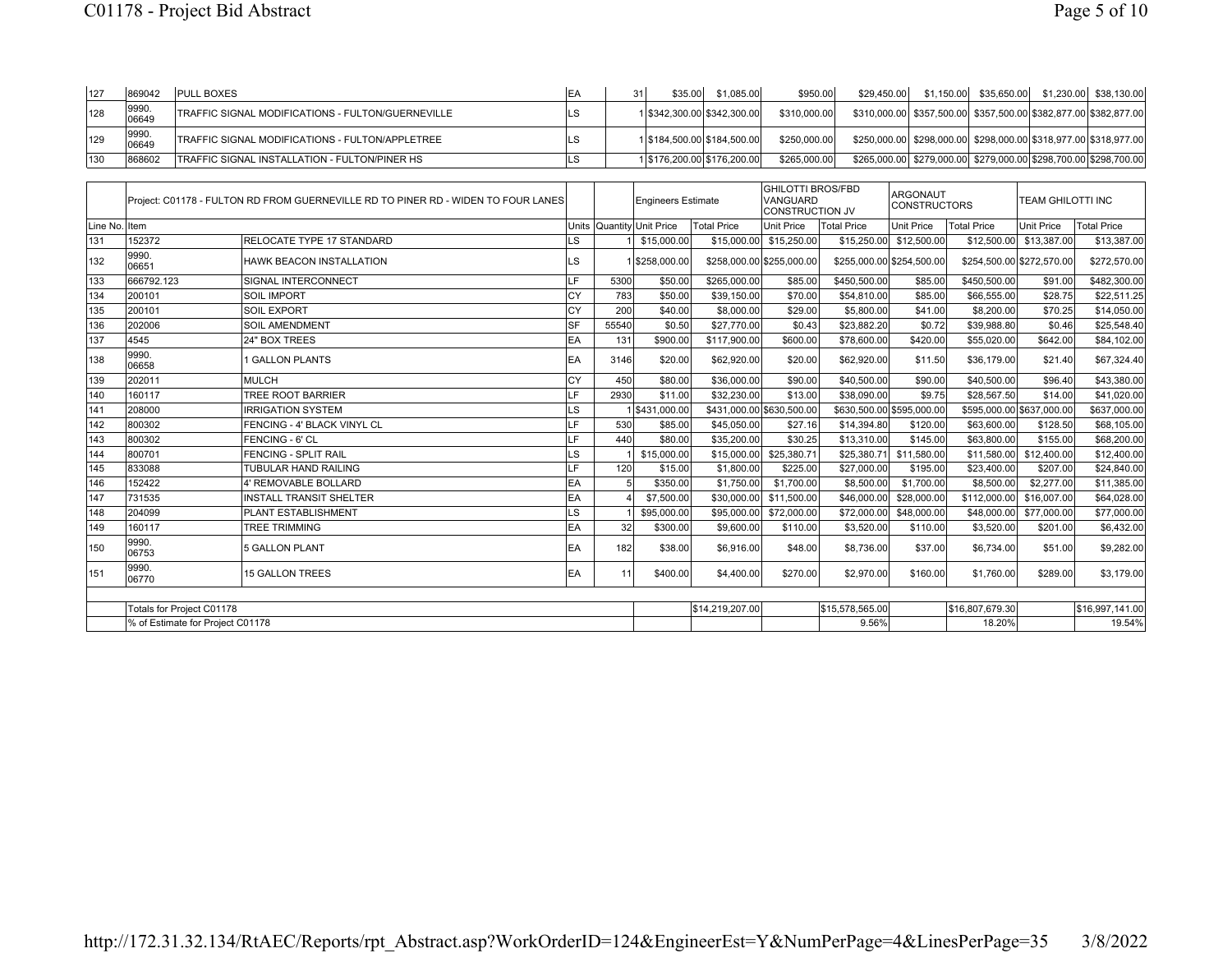| 127 | 869042 | PULL BOXES | EA | 31 | $35.00 | $1,085.00 | $950.00 | $29,450.00 | $1,150.00 | $35,650.00 | $1,230.00 | $38,130.00 |
|---|---|---|---|---|---|---|---|---|---|---|---|---|
| 128 | 9990. 06649 | TRAFFIC SIGNAL MODIFICATIONS - FULTON/GUERNEVILLE | LS | 1 | $342,300.00 | $342,300.00 | $310,000.00 | $310,000.00 | $357,500.00 | $357,500.00 | $382,877.00 | $382,877.00 |
| 129 | 9990. 06649 | TRAFFIC SIGNAL MODIFICATIONS - FULTON/APPLETREE | LS | 1 | $184,500.00 | $184,500.00 | $250,000.00 | $250,000.00 | $298,000.00 | $298,000.00 | $318,977.00 | $318,977.00 |
| 130 | 868602 | TRAFFIC SIGNAL INSTALLATION - FULTON/PINER HS | LS | 1 | $176,200.00 | $176,200.00 | $265,000.00 | $265,000.00 | $279,000.00 | $279,000.00 | $298,700.00 | $298,700.00 |

| | Project: C01178 - FULTON RD FROM GUERNEVILLE RD TO PINER RD - WIDEN TO FOUR LANES | | | | Engineers Estimate | | GHILOTTI BROS/FBD VANGUARD CONSTRUCTION JV | | ARGONAUT CONSTRUCTORS | | TEAM GHILOTTI INC | |
|---|---|---|---|---|---|---|---|---|---|---|---|---|
| Line No. | Item | | Units | Quantity | Unit Price | Total Price | Unit Price | Total Price | Unit Price | Total Price | Unit Price | Total Price |
| 131 | 152372 | RELOCATE TYPE 17 STANDARD | LS | 1 | $15,000.00 | $15,000.00 | $15,250.00 | $15,250.00 | $12,500.00 | $12,500.00 | $13,387.00 | $13,387.00 |
| 132 | 9990. 06651 | HAWK BEACON INSTALLATION | LS | 1 | $258,000.00 | $258,000.00 | $255,000.00 | $255,000.00 | $254,500.00 | $254,500.00 | $272,570.00 | $272,570.00 |
| 133 | 666792.123 | SIGNAL INTERCONNECT | LF | 5300 | $50.00 | $265,000.00 | $85.00 | $450,500.00 | $85.00 | $450,500.00 | $91.00 | $482,300.00 |
| 134 | 200101 | SOIL IMPORT | CY | 783 | $50.00 | $39,150.00 | $70.00 | $54,810.00 | $85.00 | $66,555.00 | $28.75 | $22,511.25 |
| 135 | 200101 | SOIL EXPORT | CY | 200 | $40.00 | $8,000.00 | $29.00 | $5,800.00 | $41.00 | $8,200.00 | $70.25 | $14,050.00 |
| 136 | 202006 | SOIL AMENDMENT | SF | 55540 | $0.50 | $27,770.00 | $0.43 | $23,882.20 | $0.72 | $39,988.80 | $0.46 | $25,548.40 |
| 137 | 4545 | 24" BOX TREES | EA | 131 | $900.00 | $117,900.00 | $600.00 | $78,600.00 | $420.00 | $55,020.00 | $642.00 | $84,102.00 |
| 138 | 9990. 06658 | 1 GALLON PLANTS | EA | 3146 | $20.00 | $62,920.00 | $20.00 | $62,920.00 | $11.50 | $36,179.00 | $21.40 | $67,324.40 |
| 139 | 202011 | MULCH | CY | 450 | $80.00 | $36,000.00 | $90.00 | $40,500.00 | $90.00 | $40,500.00 | $96.40 | $43,380.00 |
| 140 | 160117 | TREE ROOT BARRIER | LF | 2930 | $11.00 | $32,230.00 | $13.00 | $38,090.00 | $9.75 | $28,567.50 | $14.00 | $41,020.00 |
| 141 | 208000 | IRRIGATION SYSTEM | LS | 1 | $431,000.00 | $431,000.00 | $630,500.00 | $630,500.00 | $595,000.00 | $595,000.00 | $637,000.00 | $637,000.00 |
| 142 | 800302 | FENCING - 4' BLACK VINYL CL | LF | 530 | $85.00 | $45,050.00 | $27.16 | $14,394.80 | $120.00 | $63,600.00 | $128.50 | $68,105.00 |
| 143 | 800302 | FENCING - 6' CL | LF | 440 | $80.00 | $35,200.00 | $30.25 | $13,310.00 | $145.00 | $63,800.00 | $155.00 | $68,200.00 |
| 144 | 800701 | FENCING - SPLIT RAIL | LS | 1 | $15,000.00 | $15,000.00 | $25,380.71 | $25,380.71 | $11,580.00 | $11,580.00 | $12,400.00 | $12,400.00 |
| 145 | 833088 | TUBULAR HAND RAILING | LF | 120 | $15.00 | $1,800.00 | $225.00 | $27,000.00 | $195.00 | $23,400.00 | $207.00 | $24,840.00 |
| 146 | 152422 | 4' REMOVABLE BOLLARD | EA | 5 | $350.00 | $1,750.00 | $1,700.00 | $8,500.00 | $1,700.00 | $8,500.00 | $2,277.00 | $11,385.00 |
| 147 | 731535 | INSTALL TRANSIT SHELTER | EA | 4 | $7,500.00 | $30,000.00 | $11,500.00 | $46,000.00 | $28,000.00 | $112,000.00 | $16,007.00 | $64,028.00 |
| 148 | 204099 | PLANT ESTABLISHMENT | LS | 1 | $95,000.00 | $95,000.00 | $72,000.00 | $72,000.00 | $48,000.00 | $48,000.00 | $77,000.00 | $77,000.00 |
| 149 | 160117 | TREE TRIMMING | EA | 32 | $300.00 | $9,600.00 | $110.00 | $3,520.00 | $110.00 | $3,520.00 | $201.00 | $6,432.00 |
| 150 | 9990. 06753 | 5 GALLON PLANT | EA | 182 | $38.00 | $6,916.00 | $48.00 | $8,736.00 | $37.00 | $6,734.00 | $51.00 | $9,282.00 |
| 151 | 9990. 06770 | 15 GALLON TREES | EA | 11 | $400.00 | $4,400.00 | $270.00 | $2,970.00 | $160.00 | $1,760.00 | $289.00 | $3,179.00 |
| | Totals for Project C01178 | | | | | $14,219,207.00 | | $15,578,565.00 | | $16,807,679.30 | | $16,997,141.00 |
| | % of Estimate for Project C01178 | | | | | | | 9.56% | | 18.20% | | 19.54% |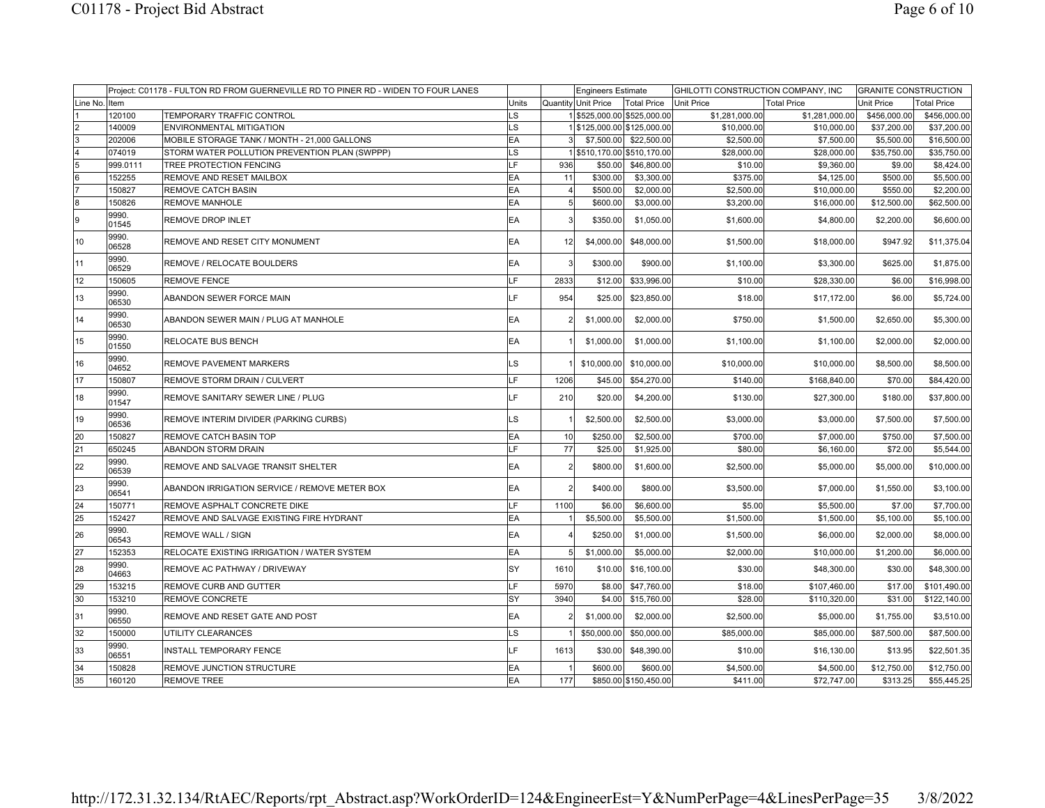| | Project: C01178 - FULTON RD FROM GUERNEVILLE RD TO PINER RD - WIDEN TO FOUR LANES | | | | Engineers Estimate | | GHILOTTI CONSTRUCTION COMPANY, INC | | GRANITE CONSTRUCTION | |
|---|---|---|---|---|---|---|---|---|---|---|
| Line No. | Item | | Units | Quantity | Unit Price | Total Price | Unit Price | Total Price | Unit Price | Total Price |
| 1 | 120100 | TEMPORARY TRAFFIC CONTROL | LS | 1 | $525,000.00 | $525,000.00 | $1,281,000.00 | $1,281,000.00 | $456,000.00 | $456,000.00 |
| 2 | 140009 | ENVIRONMENTAL MITIGATION | LS | 1 | $125,000.00 | $125,000.00 | $10,000.00 | $10,000.00 | $37,200.00 | $37,200.00 |
| 3 | 202006 | MOBILE STORAGE TANK / MONTH - 21,000 GALLONS | EA | 3 | $7,500.00 | $22,500.00 | $2,500.00 | $7,500.00 | $5,500.00 | $16,500.00 |
| 4 | 074019 | STORM WATER POLLUTION PREVENTION PLAN (SWPPP) | LS | 1 | $510,170.00 | $510,170.00 | $28,000.00 | $28,000.00 | $35,750.00 | $35,750.00 |
| 5 | 999.0111 | TREE PROTECTION FENCING | LF | 936 | $50.00 | $46,800.00 | $10.00 | $9,360.00 | $9.00 | $8,424.00 |
| 6 | 152255 | REMOVE AND RESET MAILBOX | EA | 11 | $300.00 | $3,300.00 | $375.00 | $4,125.00 | $500.00 | $5,500.00 |
| 7 | 150827 | REMOVE CATCH BASIN | EA | 4 | $500.00 | $2,000.00 | $2,500.00 | $10,000.00 | $550.00 | $2,200.00 |
| 8 | 150826 | REMOVE MANHOLE | EA | 5 | $600.00 | $3,000.00 | $3,200.00 | $16,000.00 | $12,500.00 | $62,500.00 |
| 9 | 9990.01545 | REMOVE DROP INLET | EA | 3 | $350.00 | $1,050.00 | $1,600.00 | $4,800.00 | $2,200.00 | $6,600.00 |
| 10 | 9990.06528 | REMOVE AND RESET CITY MONUMENT | EA | 12 | $4,000.00 | $48,000.00 | $1,500.00 | $18,000.00 | $947.92 | $11,375.04 |
| 11 | 9990.06529 | REMOVE / RELOCATE BOULDERS | EA | 3 | $300.00 | $900.00 | $1,100.00 | $3,300.00 | $625.00 | $1,875.00 |
| 12 | 150605 | REMOVE FENCE | LF | 2833 | $12.00 | $33,996.00 | $10.00 | $28,330.00 | $6.00 | $16,998.00 |
| 13 | 9990.06530 | ABANDON SEWER FORCE MAIN | LF | 954 | $25.00 | $23,850.00 | $18.00 | $17,172.00 | $6.00 | $5,724.00 |
| 14 | 9990.06530 | ABANDON SEWER MAIN / PLUG AT MANHOLE | EA | 2 | $1,000.00 | $2,000.00 | $750.00 | $1,500.00 | $2,650.00 | $5,300.00 |
| 15 | 9990.01550 | RELOCATE BUS BENCH | EA | 1 | $1,000.00 | $1,000.00 | $1,100.00 | $1,100.00 | $2,000.00 | $2,000.00 |
| 16 | 9990.04652 | REMOVE PAVEMENT MARKERS | LS | 1 | $10,000.00 | $10,000.00 | $10,000.00 | $10,000.00 | $8,500.00 | $8,500.00 |
| 17 | 150807 | REMOVE STORM DRAIN / CULVERT | LF | 1206 | $45.00 | $54,270.00 | $140.00 | $168,840.00 | $70.00 | $84,420.00 |
| 18 | 9990.01547 | REMOVE SANITARY SEWER LINE / PLUG | LF | 210 | $20.00 | $4,200.00 | $130.00 | $27,300.00 | $180.00 | $37,800.00 |
| 19 | 9990.06536 | REMOVE INTERIM DIVIDER (PARKING CURBS) | LS | 1 | $2,500.00 | $2,500.00 | $3,000.00 | $3,000.00 | $7,500.00 | $7,500.00 |
| 20 | 150827 | REMOVE CATCH BASIN TOP | EA | 10 | $250.00 | $2,500.00 | $700.00 | $7,000.00 | $750.00 | $7,500.00 |
| 21 | 650245 | ABANDON STORM DRAIN | LF | 77 | $25.00 | $1,925.00 | $80.00 | $6,160.00 | $72.00 | $5,544.00 |
| 22 | 9990.06539 | REMOVE AND SALVAGE TRANSIT SHELTER | EA | 2 | $800.00 | $1,600.00 | $2,500.00 | $5,000.00 | $5,000.00 | $10,000.00 |
| 23 | 9990.06541 | ABANDON IRRIGATION SERVICE / REMOVE METER BOX | EA | 2 | $400.00 | $800.00 | $3,500.00 | $7,000.00 | $1,550.00 | $3,100.00 |
| 24 | 150771 | REMOVE ASPHALT CONCRETE DIKE | LF | 1100 | $6.00 | $6,600.00 | $5.00 | $5,500.00 | $7.00 | $7,700.00 |
| 25 | 152427 | REMOVE AND SALVAGE EXISTING FIRE HYDRANT | EA | 1 | $5,500.00 | $5,500.00 | $1,500.00 | $1,500.00 | $5,100.00 | $5,100.00 |
| 26 | 9990.06543 | REMOVE WALL / SIGN | EA | 4 | $250.00 | $1,000.00 | $1,500.00 | $6,000.00 | $2,000.00 | $8,000.00 |
| 27 | 152353 | RELOCATE EXISTING IRRIGATION / WATER SYSTEM | EA | 5 | $1,000.00 | $5,000.00 | $2,000.00 | $10,000.00 | $1,200.00 | $6,000.00 |
| 28 | 9990.04663 | REMOVE AC PATHWAY / DRIVEWAY | SY | 1610 | $10.00 | $16,100.00 | $30.00 | $48,300.00 | $30.00 | $48,300.00 |
| 29 | 153215 | REMOVE CURB AND GUTTER | LF | 5970 | $8.00 | $47,760.00 | $18.00 | $107,460.00 | $17.00 | $101,490.00 |
| 30 | 153210 | REMOVE CONCRETE | SY | 3940 | $4.00 | $15,760.00 | $28.00 | $110,320.00 | $31.00 | $122,140.00 |
| 31 | 9990.06550 | REMOVE AND RESET GATE AND POST | EA | 2 | $1,000.00 | $2,000.00 | $2,500.00 | $5,000.00 | $1,755.00 | $3,510.00 |
| 32 | 150000 | UTILITY CLEARANCES | LS | 1 | $50,000.00 | $50,000.00 | $85,000.00 | $85,000.00 | $87,500.00 | $87,500.00 |
| 33 | 9990.06551 | INSTALL TEMPORARY FENCE | LF | 1613 | $30.00 | $48,390.00 | $10.00 | $16,130.00 | $13.95 | $22,501.35 |
| 34 | 150828 | REMOVE JUNCTION STRUCTURE | EA | 1 | $600.00 | $600.00 | $4,500.00 | $4,500.00 | $12,750.00 | $12,750.00 |
| 35 | 160120 | REMOVE TREE | EA | 177 | $850.00 | $150,450.00 | $411.00 | $72,747.00 | $313.25 | $55,445.25 |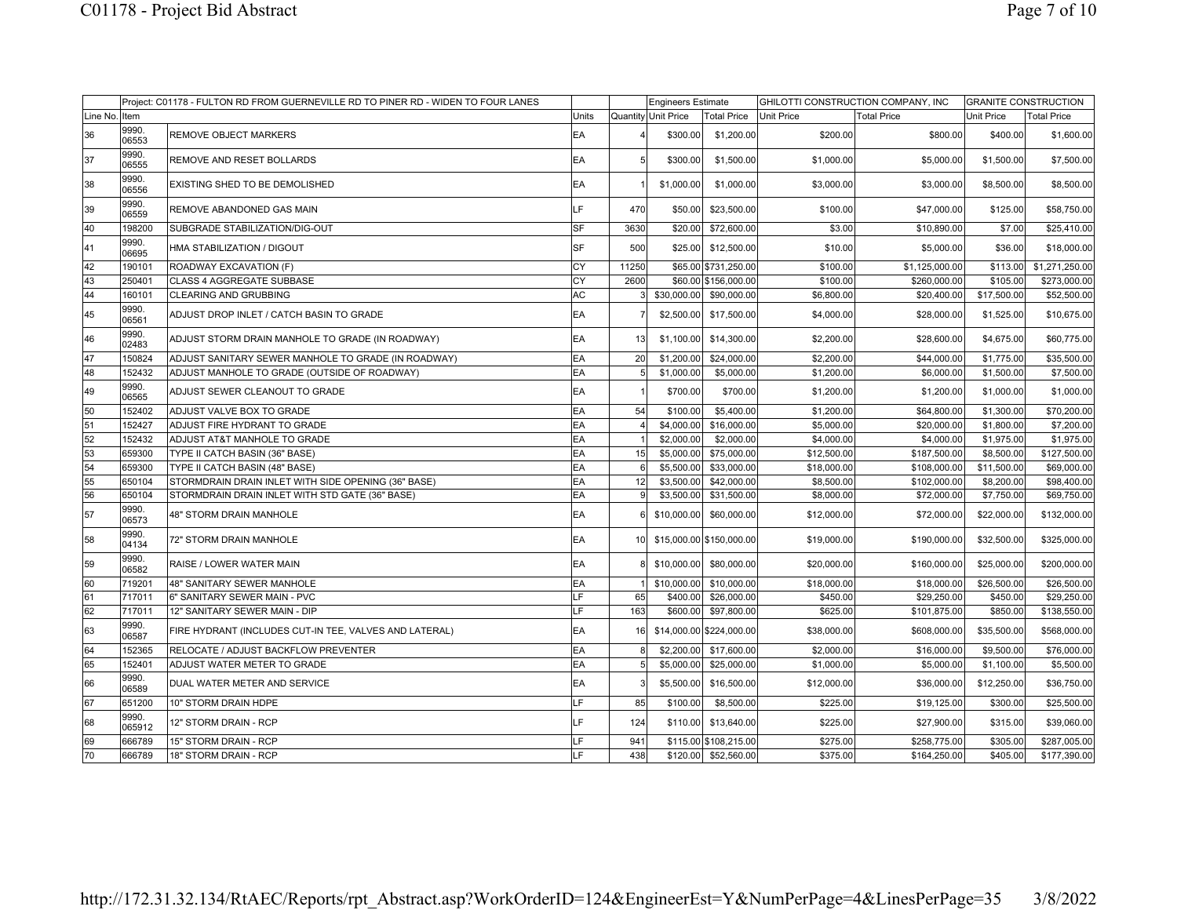| | Project: C01178 - FULTON RD FROM GUERNEVILLE RD TO PINER RD - WIDEN TO FOUR LANES | | | | Engineers Estimate | | GHILOTTI CONSTRUCTION COMPANY, INC | | GRANITE CONSTRUCTION | |
|---|---|---|---|---|---|---|---|---|---|---|
| Line No. | Item | | Units | Quantity | Unit Price | Total Price | Unit Price | Total Price | Unit Price | Total Price |
| 36 | 9990.06553 | REMOVE OBJECT MARKERS | EA | 4 | $300.00 | $1,200.00 | $200.00 | $800.00 | $400.00 | $1,600.00 |
| 37 | 9990.06555 | REMOVE AND RESET BOLLARDS | EA | 5 | $300.00 | $1,500.00 | $1,000.00 | $5,000.00 | $1,500.00 | $7,500.00 |
| 38 | 9990.06556 | EXISTING SHED TO BE DEMOLISHED | EA | 1 | $1,000.00 | $1,000.00 | $3,000.00 | $3,000.00 | $8,500.00 | $8,500.00 |
| 39 | 9990.06559 | REMOVE ABANDONED GAS MAIN | LF | 470 | $50.00 | $23,500.00 | $100.00 | $47,000.00 | $125.00 | $58,750.00 |
| 40 | 198200 | SUBGRADE STABILIZATION/DIG-OUT | SF | 3630 | $20.00 | $72,600.00 | $3.00 | $10,890.00 | $7.00 | $25,410.00 |
| 41 | 9990.06695 | HMA STABILIZATION / DIGOUT | SF | 500 | $25.00 | $12,500.00 | $10.00 | $5,000.00 | $36.00 | $18,000.00 |
| 42 | 190101 | ROADWAY EXCAVATION (F) | CY | 11250 | $65.00 | $731,250.00 | $100.00 | $1,125,000.00 | $113.00 | $1,271,250.00 |
| 43 | 250401 | CLASS 4 AGGREGATE SUBBASE | CY | 2600 | $60.00 | $156,000.00 | $100.00 | $260,000.00 | $105.00 | $273,000.00 |
| 44 | 160101 | CLEARING AND GRUBBING | AC | 3 | $30,000.00 | $90,000.00 | $6,800.00 | $20,400.00 | $17,500.00 | $52,500.00 |
| 45 | 9990.06561 | ADJUST DROP INLET / CATCH BASIN TO GRADE | EA | 7 | $2,500.00 | $17,500.00 | $4,000.00 | $28,000.00 | $1,525.00 | $10,675.00 |
| 46 | 9990.02483 | ADJUST STORM DRAIN MANHOLE TO GRADE (IN ROADWAY) | EA | 13 | $1,100.00 | $14,300.00 | $2,200.00 | $28,600.00 | $4,675.00 | $60,775.00 |
| 47 | 150824 | ADJUST SANITARY SEWER MANHOLE TO GRADE (IN ROADWAY) | EA | 20 | $1,200.00 | $24,000.00 | $2,200.00 | $44,000.00 | $1,775.00 | $35,500.00 |
| 48 | 152432 | ADJUST MANHOLE TO GRADE (OUTSIDE OF ROADWAY) | EA | 5 | $1,000.00 | $5,000.00 | $1,200.00 | $6,000.00 | $1,500.00 | $7,500.00 |
| 49 | 9990.06565 | ADJUST SEWER CLEANOUT TO GRADE | EA | 1 | $700.00 | $700.00 | $1,200.00 | $1,200.00 | $1,000.00 | $1,000.00 |
| 50 | 152402 | ADJUST VALVE BOX TO GRADE | EA | 54 | $100.00 | $5,400.00 | $1,200.00 | $64,800.00 | $1,300.00 | $70,200.00 |
| 51 | 152427 | ADJUST FIRE HYDRANT TO GRADE | EA | 4 | $4,000.00 | $16,000.00 | $5,000.00 | $20,000.00 | $1,800.00 | $7,200.00 |
| 52 | 152432 | ADJUST AT&T MANHOLE TO GRADE | EA | 1 | $2,000.00 | $2,000.00 | $4,000.00 | $4,000.00 | $1,975.00 | $1,975.00 |
| 53 | 659300 | TYPE II CATCH BASIN (36" BASE) | EA | 15 | $5,000.00 | $75,000.00 | $12,500.00 | $187,500.00 | $8,500.00 | $127,500.00 |
| 54 | 659300 | TYPE II CATCH BASIN (48" BASE) | EA | 6 | $5,500.00 | $33,000.00 | $18,000.00 | $108,000.00 | $11,500.00 | $69,000.00 |
| 55 | 650104 | STORMDRAIN DRAIN INLET WITH SIDE OPENING (36" BASE) | EA | 12 | $3,500.00 | $42,000.00 | $8,500.00 | $102,000.00 | $8,200.00 | $98,400.00 |
| 56 | 650104 | STORMDRAIN DRAIN INLET WITH STD GATE (36" BASE) | EA | 9 | $3,500.00 | $31,500.00 | $8,000.00 | $72,000.00 | $7,750.00 | $69,750.00 |
| 57 | 9990.06573 | 48" STORM DRAIN MANHOLE | EA | 6 | $10,000.00 | $60,000.00 | $12,000.00 | $72,000.00 | $22,000.00 | $132,000.00 |
| 58 | 9990.04134 | 72" STORM DRAIN MANHOLE | EA | 10 | $15,000.00 | $150,000.00 | $19,000.00 | $190,000.00 | $32,500.00 | $325,000.00 |
| 59 | 9990.06582 | RAISE / LOWER WATER MAIN | EA | 8 | $10,000.00 | $80,000.00 | $20,000.00 | $160,000.00 | $25,000.00 | $200,000.00 |
| 60 | 719201 | 48" SANITARY SEWER MANHOLE | EA | 1 | $10,000.00 | $10,000.00 | $18,000.00 | $18,000.00 | $26,500.00 | $26,500.00 |
| 61 | 717011 | 6" SANITARY SEWER MAIN - PVC | LF | 65 | $400.00 | $26,000.00 | $450.00 | $29,250.00 | $450.00 | $29,250.00 |
| 62 | 717011 | 12" SANITARY SEWER MAIN - DIP | LF | 163 | $600.00 | $97,800.00 | $625.00 | $101,875.00 | $850.00 | $138,550.00 |
| 63 | 9990.06587 | FIRE HYDRANT (INCLUDES CUT-IN TEE, VALVES AND LATERAL) | EA | 16 | $14,000.00 | $224,000.00 | $38,000.00 | $608,000.00 | $35,500.00 | $568,000.00 |
| 64 | 152365 | RELOCATE / ADJUST BACKFLOW PREVENTER | EA | 8 | $2,200.00 | $17,600.00 | $2,000.00 | $16,000.00 | $9,500.00 | $76,000.00 |
| 65 | 152401 | ADJUST WATER METER TO GRADE | EA | 5 | $5,000.00 | $25,000.00 | $1,000.00 | $5,000.00 | $1,100.00 | $5,500.00 |
| 66 | 9990.06589 | DUAL WATER METER AND SERVICE | EA | 3 | $5,500.00 | $16,500.00 | $12,000.00 | $36,000.00 | $12,250.00 | $36,750.00 |
| 67 | 651200 | 10" STORM DRAIN HDPE | LF | 85 | $100.00 | $8,500.00 | $225.00 | $19,125.00 | $300.00 | $25,500.00 |
| 68 | 9990.065912 | 12" STORM DRAIN - RCP | LF | 124 | $110.00 | $13,640.00 | $225.00 | $27,900.00 | $315.00 | $39,060.00 |
| 69 | 666789 | 15" STORM DRAIN - RCP | LF | 941 | $115.00 | $108,215.00 | $275.00 | $258,775.00 | $305.00 | $287,005.00 |
| 70 | 666789 | 18" STORM DRAIN - RCP | LF | 438 | $120.00 | $52,560.00 | $375.00 | $164,250.00 | $405.00 | $177,390.00 |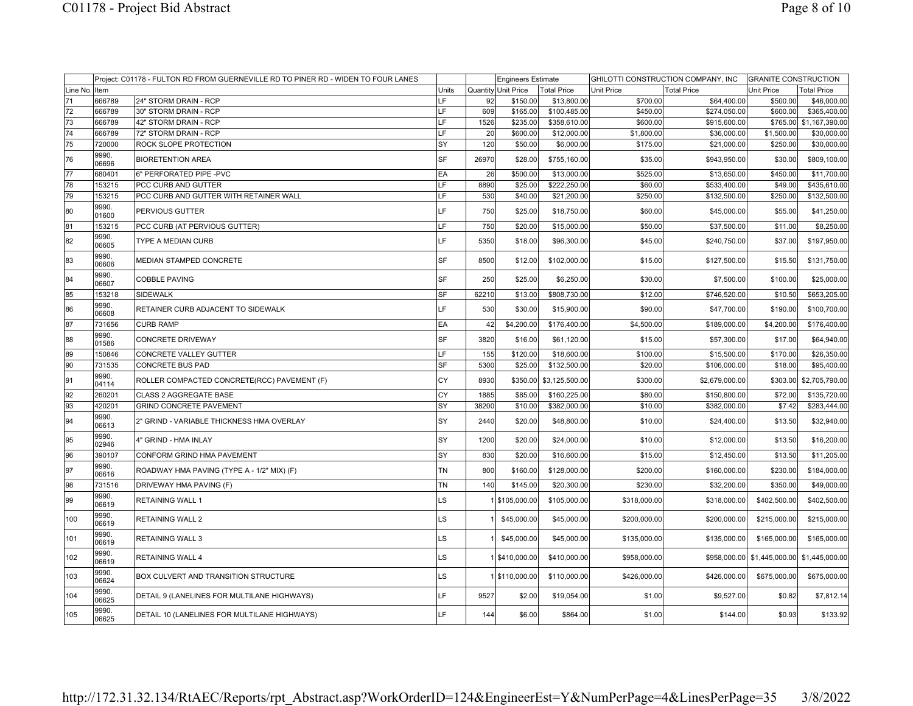| | Project: C01178 - FULTON RD FROM GUERNEVILLE RD TO PINER RD - WIDEN TO FOUR LANES | | | | Engineers Estimate | | GHILOTTI CONSTRUCTION COMPANY, INC | | GRANITE CONSTRUCTION | |
|---|---|---|---|---|---|---|---|---|---|---|
| Line No. | Item | | Units | Quantity | Unit Price | Total Price | Unit Price | Total Price | Unit Price | Total Price |
| 71 | 666789 | 24" STORM DRAIN - RCP | LF | 92 | $150.00 | $13,800.00 | $700.00 | $64,400.00 | $500.00 | $46,000.00 |
| 72 | 666789 | 30" STORM DRAIN - RCP | LF | 609 | $165.00 | $100,485.00 | $450.00 | $274,050.00 | $600.00 | $365,400.00 |
| 73 | 666789 | 42" STORM DRAIN - RCP | LF | 1526 | $235.00 | $358,610.00 | $600.00 | $915,600.00 | $765.00 | $1,167,390.00 |
| 74 | 666789 | 72" STORM DRAIN - RCP | LF | 20 | $600.00 | $12,000.00 | $1,800.00 | $36,000.00 | $1,500.00 | $30,000.00 |
| 75 | 720000 | ROCK SLOPE PROTECTION | SY | 120 | $50.00 | $6,000.00 | $175.00 | $21,000.00 | $250.00 | $30,000.00 |
| 76 | 9990. 06696 | BIORETENTION AREA | SF | 26970 | $28.00 | $755,160.00 | $35.00 | $943,950.00 | $30.00 | $809,100.00 |
| 77 | 680401 | 6" PERFORATED PIPE -PVC | EA | 26 | $500.00 | $13,000.00 | $525.00 | $13,650.00 | $450.00 | $11,700.00 |
| 78 | 153215 | PCC CURB AND GUTTER | LF | 8890 | $25.00 | $222,250.00 | $60.00 | $533,400.00 | $49.00 | $435,610.00 |
| 79 | 153215 | PCC CURB AND GUTTER WITH RETAINER WALL | LF | 530 | $40.00 | $21,200.00 | $250.00 | $132,500.00 | $250.00 | $132,500.00 |
| 80 | 9990. 01600 | PERVIOUS GUTTER | LF | 750 | $25.00 | $18,750.00 | $60.00 | $45,000.00 | $55.00 | $41,250.00 |
| 81 | 153215 | PCC CURB (AT PERVIOUS GUTTER) | LF | 750 | $20.00 | $15,000.00 | $50.00 | $37,500.00 | $11.00 | $8,250.00 |
| 82 | 9990. 06605 | TYPE A MEDIAN CURB | LF | 5350 | $18.00 | $96,300.00 | $45.00 | $240,750.00 | $37.00 | $197,950.00 |
| 83 | 9990. 06606 | MEDIAN STAMPED CONCRETE | SF | 8500 | $12.00 | $102,000.00 | $15.00 | $127,500.00 | $15.50 | $131,750.00 |
| 84 | 9990. 06607 | COBBLE PAVING | SF | 250 | $25.00 | $6,250.00 | $30.00 | $7,500.00 | $100.00 | $25,000.00 |
| 85 | 153218 | SIDEWALK | SF | 62210 | $13.00 | $808,730.00 | $12.00 | $746,520.00 | $10.50 | $653,205.00 |
| 86 | 9990. 06608 | RETAINER CURB ADJACENT TO SIDEWALK | LF | 530 | $30.00 | $15,900.00 | $90.00 | $47,700.00 | $190.00 | $100,700.00 |
| 87 | 731656 | CURB RAMP | EA | 42 | $4,200.00 | $176,400.00 | $4,500.00 | $189,000.00 | $4,200.00 | $176,400.00 |
| 88 | 9990. 01586 | CONCRETE DRIVEWAY | SF | 3820 | $16.00 | $61,120.00 | $15.00 | $57,300.00 | $17.00 | $64,940.00 |
| 89 | 150846 | CONCRETE VALLEY GUTTER | LF | 155 | $120.00 | $18,600.00 | $100.00 | $15,500.00 | $170.00 | $26,350.00 |
| 90 | 731535 | CONCRETE BUS PAD | SF | 5300 | $25.00 | $132,500.00 | $20.00 | $106,000.00 | $18.00 | $95,400.00 |
| 91 | 9990. 04114 | ROLLER COMPACTED CONCRETE(RCC) PAVEMENT (F) | CY | 8930 | $350.00 | $3,125,500.00 | $300.00 | $2,679,000.00 | $303.00 | $2,705,790.00 |
| 92 | 260201 | CLASS 2 AGGREGATE BASE | CY | 1885 | $85.00 | $160,225.00 | $80.00 | $150,800.00 | $72.00 | $135,720.00 |
| 93 | 420201 | GRIND CONCRETE PAVEMENT | SY | 38200 | $10.00 | $382,000.00 | $10.00 | $382,000.00 | $7.42 | $283,444.00 |
| 94 | 9990. 06613 | 2" GRIND - VARIABLE THICKNESS HMA OVERLAY | SY | 2440 | $20.00 | $48,800.00 | $10.00 | $24,400.00 | $13.50 | $32,940.00 |
| 95 | 9990. 02946 | 4" GRIND - HMA INLAY | SY | 1200 | $20.00 | $24,000.00 | $10.00 | $12,000.00 | $13.50 | $16,200.00 |
| 96 | 390107 | CONFORM GRIND HMA PAVEMENT | SY | 830 | $20.00 | $16,600.00 | $15.00 | $12,450.00 | $13.50 | $11,205.00 |
| 97 | 9990. 06616 | ROADWAY HMA PAVING (TYPE A - 1/2" MIX) (F) | TN | 800 | $160.00 | $128,000.00 | $200.00 | $160,000.00 | $230.00 | $184,000.00 |
| 98 | 731516 | DRIVEWAY HMA PAVING (F) | TN | 140 | $145.00 | $20,300.00 | $230.00 | $32,200.00 | $350.00 | $49,000.00 |
| 99 | 9990. 06619 | RETAINING WALL 1 | LS | 1 | $105,000.00 | $105,000.00 | $318,000.00 | $318,000.00 | $402,500.00 | $402,500.00 |
| 100 | 9990. 06619 | RETAINING WALL 2 | LS | 1 | $45,000.00 | $45,000.00 | $200,000.00 | $200,000.00 | $215,000.00 | $215,000.00 |
| 101 | 9990. 06619 | RETAINING WALL 3 | LS | 1 | $45,000.00 | $45,000.00 | $135,000.00 | $135,000.00 | $165,000.00 | $165,000.00 |
| 102 | 9990. 06619 | RETAINING WALL 4 | LS | 1 | $410,000.00 | $410,000.00 | $958,000.00 | $958,000.00 | $1,445,000.00 | $1,445,000.00 |
| 103 | 9990. 06624 | BOX CULVERT AND TRANSITION STRUCTURE | LS | 1 | $110,000.00 | $110,000.00 | $426,000.00 | $426,000.00 | $675,000.00 | $675,000.00 |
| 104 | 9990. 06625 | DETAIL 9 (LANELINES FOR MULTILANE HIGHWAYS) | LF | 9527 | $2.00 | $19,054.00 | $1.00 | $9,527.00 | $0.82 | $7,812.14 |
| 105 | 9990. 06625 | DETAIL 10 (LANELINES FOR MULTILANE HIGHWAYS) | LF | 144 | $6.00 | $864.00 | $1.00 | $144.00 | $0.93 | $133.92 |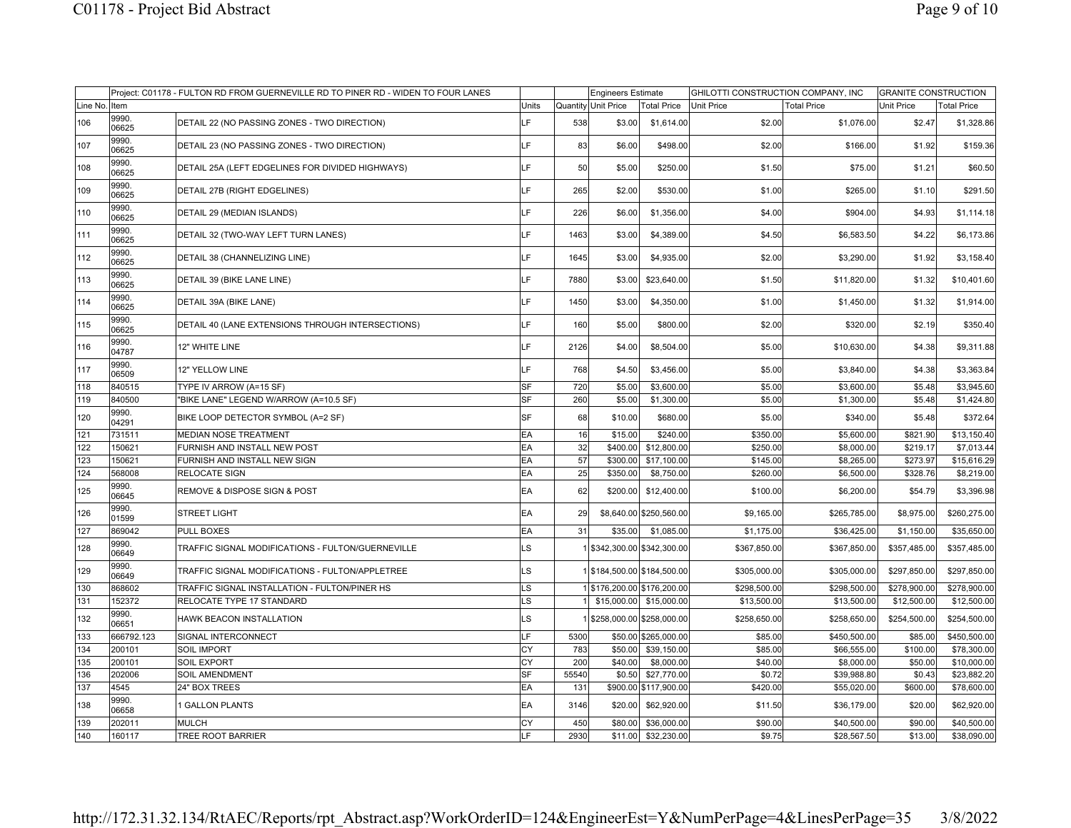| | Project: C01178 - FULTON RD FROM GUERNEVILLE RD TO PINER RD - WIDEN TO FOUR LANES | | | | Engineers Estimate | | GHILOTTI CONSTRUCTION COMPANY, INC | | GRANITE CONSTRUCTION | |
|---|---|---|---|---|---|---|---|---|---|---|
| Line No. | Item | | Units | Quantity | Unit Price | Total Price | Unit Price | Total Price | Unit Price | Total Price |
| 106 | 9990. 06625 | DETAIL 22 (NO PASSING ZONES - TWO DIRECTION) | LF | 538 | $3.00 | $1,614.00 | $2.00 | $1,076.00 | $2.47 | $1,328.86 |
| 107 | 9990. 06625 | DETAIL 23 (NO PASSING ZONES - TWO DIRECTION) | LF | 83 | $6.00 | $498.00 | $2.00 | $166.00 | $1.92 | $159.36 |
| 108 | 9990. 06625 | DETAIL 25A (LEFT EDGELINES FOR DIVIDED HIGHWAYS) | LF | 50 | $5.00 | $250.00 | $1.50 | $75.00 | $1.21 | $60.50 |
| 109 | 9990. 06625 | DETAIL 27B (RIGHT EDGELINES) | LF | 265 | $2.00 | $530.00 | $1.00 | $265.00 | $1.10 | $291.50 |
| 110 | 9990. 06625 | DETAIL 29 (MEDIAN ISLANDS) | LF | 226 | $6.00 | $1,356.00 | $4.00 | $904.00 | $4.93 | $1,114.18 |
| 111 | 9990. 06625 | DETAIL 32 (TWO-WAY LEFT TURN LANES) | LF | 1463 | $3.00 | $4,389.00 | $4.50 | $6,583.50 | $4.22 | $6,173.86 |
| 112 | 9990. 06625 | DETAIL 38 (CHANNELIZING LINE) | LF | 1645 | $3.00 | $4,935.00 | $2.00 | $3,290.00 | $1.92 | $3,158.40 |
| 113 | 9990. 06625 | DETAIL 39 (BIKE LANE LINE) | LF | 7880 | $3.00 | $23,640.00 | $1.50 | $11,820.00 | $1.32 | $10,401.60 |
| 114 | 9990. 06625 | DETAIL 39A (BIKE LANE) | LF | 1450 | $3.00 | $4,350.00 | $1.00 | $1,450.00 | $1.32 | $1,914.00 |
| 115 | 9990. 06625 | DETAIL 40 (LANE EXTENSIONS THROUGH INTERSECTIONS) | LF | 160 | $5.00 | $800.00 | $2.00 | $320.00 | $2.19 | $350.40 |
| 116 | 9990. 04787 | 12" WHITE LINE | LF | 2126 | $4.00 | $8,504.00 | $5.00 | $10,630.00 | $4.38 | $9,311.88 |
| 117 | 9990. 06509 | 12" YELLOW LINE | LF | 768 | $4.50 | $3,456.00 | $5.00 | $3,840.00 | $4.38 | $3,363.84 |
| 118 | 840515 | TYPE IV ARROW (A=15 SF) | SF | 720 | $5.00 | $3,600.00 | $5.00 | $3,600.00 | $5.48 | $3,945.60 |
| 119 | 840500 | "BIKE LANE" LEGEND W/ARROW (A=10.5 SF) | SF | 260 | $5.00 | $1,300.00 | $5.00 | $1,300.00 | $5.48 | $1,424.80 |
| 120 | 9990. 04291 | BIKE LOOP DETECTOR SYMBOL (A=2 SF) | SF | 68 | $10.00 | $680.00 | $5.00 | $340.00 | $5.48 | $372.64 |
| 121 | 731511 | MEDIAN NOSE TREATMENT | EA | 16 | $15.00 | $240.00 | $350.00 | $5,600.00 | $821.90 | $13,150.40 |
| 122 | 150621 | FURNISH AND INSTALL NEW POST | EA | 32 | $400.00 | $12,800.00 | $250.00 | $8,000.00 | $219.17 | $7,013.44 |
| 123 | 150621 | FURNISH AND INSTALL NEW SIGN | EA | 57 | $300.00 | $17,100.00 | $145.00 | $8,265.00 | $273.97 | $15,616.29 |
| 124 | 568008 | RELOCATE SIGN | EA | 25 | $350.00 | $8,750.00 | $260.00 | $6,500.00 | $328.76 | $8,219.00 |
| 125 | 9990. 06645 | REMOVE & DISPOSE SIGN & POST | EA | 62 | $200.00 | $12,400.00 | $100.00 | $6,200.00 | $54.79 | $3,396.98 |
| 126 | 9990. 01599 | STREET LIGHT | EA | 29 | $8,640.00 | $250,560.00 | $9,165.00 | $265,785.00 | $8,975.00 | $260,275.00 |
| 127 | 869042 | PULL BOXES | EA | 31 | $35.00 | $1,085.00 | $1,175.00 | $36,425.00 | $1,150.00 | $35,650.00 |
| 128 | 9990. 06649 | TRAFFIC SIGNAL MODIFICATIONS - FULTON/GUERNEVILLE | LS | 1 | $342,300.00 | $342,300.00 | $367,850.00 | $367,850.00 | $357,485.00 | $357,485.00 |
| 129 | 9990. 06649 | TRAFFIC SIGNAL MODIFICATIONS - FULTON/APPLETREE | LS | 1 | $184,500.00 | $184,500.00 | $305,000.00 | $305,000.00 | $297,850.00 | $297,850.00 |
| 130 | 868602 | TRAFFIC SIGNAL INSTALLATION - FULTON/PINER HS | LS | 1 | $176,200.00 | $176,200.00 | $298,500.00 | $298,500.00 | $278,900.00 | $278,900.00 |
| 131 | 152372 | RELOCATE TYPE 17 STANDARD | LS | 1 | $15,000.00 | $15,000.00 | $13,500.00 | $13,500.00 | $12,500.00 | $12,500.00 |
| 132 | 9990. 06651 | HAWK BEACON INSTALLATION | LS | 1 | $258,000.00 | $258,000.00 | $258,650.00 | $258,650.00 | $254,500.00 | $254,500.00 |
| 133 | 666792.123 | SIGNAL INTERCONNECT | LF | 5300 | $50.00 | $265,000.00 | $85.00 | $450,500.00 | $85.00 | $450,500.00 |
| 134 | 200101 | SOIL IMPORT | CY | 783 | $50.00 | $39,150.00 | $85.00 | $66,555.00 | $100.00 | $78,300.00 |
| 135 | 200101 | SOIL EXPORT | CY | 200 | $40.00 | $8,000.00 | $40.00 | $8,000.00 | $50.00 | $10,000.00 |
| 136 | 202006 | SOIL AMENDMENT | SF | 55540 | $0.50 | $27,770.00 | $0.72 | $39,988.80 | $0.43 | $23,882.20 |
| 137 | 4545 | 24" BOX TREES | EA | 131 | $900.00 | $117,900.00 | $420.00 | $55,020.00 | $600.00 | $78,600.00 |
| 138 | 9990. 06658 | 1 GALLON PLANTS | EA | 3146 | $20.00 | $62,920.00 | $11.50 | $36,179.00 | $20.00 | $62,920.00 |
| 139 | 202011 | MULCH | CY | 450 | $80.00 | $36,000.00 | $90.00 | $40,500.00 | $90.00 | $40,500.00 |
| 140 | 160117 | TREE ROOT BARRIER | LF | 2930 | $11.00 | $32,230.00 | $9.75 | $28,567.50 | $13.00 | $38,090.00 |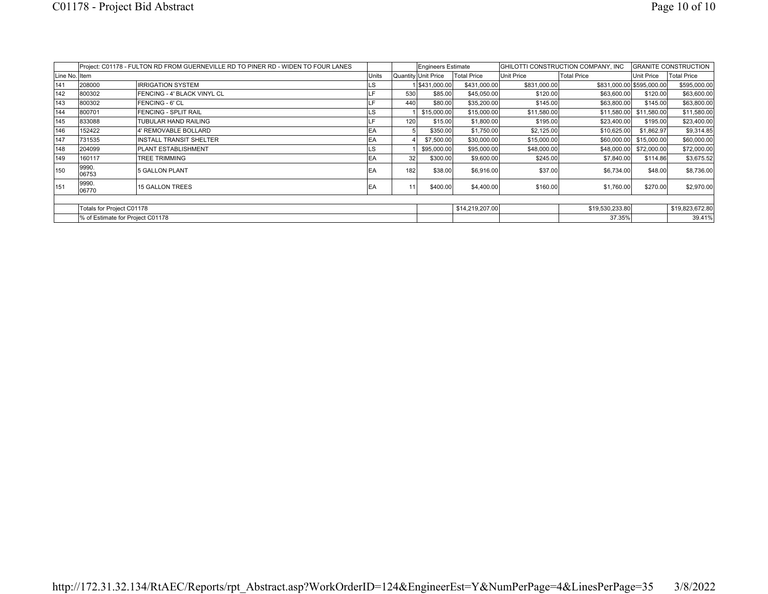| | Project: C01178 - FULTON RD FROM GUERNEVILLE RD TO PINER RD - WIDEN TO FOUR LANES | | | | Engineers Estimate | | GHILOTTI CONSTRUCTION COMPANY, INC | | GRANITE CONSTRUCTION | |
|---|---|---|---|---|---|---|---|---|---|---|
| Line No. | Item | | Units | Quantity | Unit Price | Total Price | Unit Price | Total Price | Unit Price | Total Price |
| 141 | 208000 | IRRIGATION SYSTEM | LS | 1 | $431,000.00 | $431,000.00 | $831,000.00 | $831,000.00 | $595,000.00 | $595,000.00 |
| 142 | 800302 | FENCING - 4' BLACK VINYL CL | LF | 530 | $85.00 | $45,050.00 | $120.00 | $63,600.00 | $120.00 | $63,600.00 |
| 143 | 800302 | FENCING - 6' CL | LF | 440 | $80.00 | $35,200.00 | $145.00 | $63,800.00 | $145.00 | $63,800.00 |
| 144 | 800701 | FENCING - SPLIT RAIL | LS | 1 | $15,000.00 | $15,000.00 | $11,580.00 | $11,580.00 | $11,580.00 | $11,580.00 |
| 145 | 833088 | TUBULAR HAND RAILING | LF | 120 | $15.00 | $1,800.00 | $195.00 | $23,400.00 | $195.00 | $23,400.00 |
| 146 | 152422 | 4' REMOVABLE BOLLARD | EA | 5 | $350.00 | $1,750.00 | $2,125.00 | $10,625.00 | $1,862.97 | $9,314.85 |
| 147 | 731535 | INSTALL TRANSIT SHELTER | EA | 4 | $7,500.00 | $30,000.00 | $15,000.00 | $60,000.00 | $15,000.00 | $60,000.00 |
| 148 | 204099 | PLANT ESTABLISHMENT | LS | 1 | $95,000.00 | $95,000.00 | $48,000.00 | $48,000.00 | $72,000.00 | $72,000.00 |
| 149 | 160117 | TREE TRIMMING | EA | 32 | $300.00 | $9,600.00 | $245.00 | $7,840.00 | $114.86 | $3,675.52 |
| 150 | 9990. 06753 | 5 GALLON PLANT | EA | 182 | $38.00 | $6,916.00 | $37.00 | $6,734.00 | $48.00 | $8,736.00 |
| 151 | 9990. 06770 | 15 GALLON TREES | EA | 11 | $400.00 | $4,400.00 | $160.00 | $1,760.00 | $270.00 | $2,970.00 |
| | | | | | | | | | | |
| | Totals for Project C01178 | | | | | $14,219,207.00 | | $19,530,233.80 | | $19,823,672.80 |
| | % of Estimate for Project C01178 | | | | | | | 37.35% | | 39.41% |